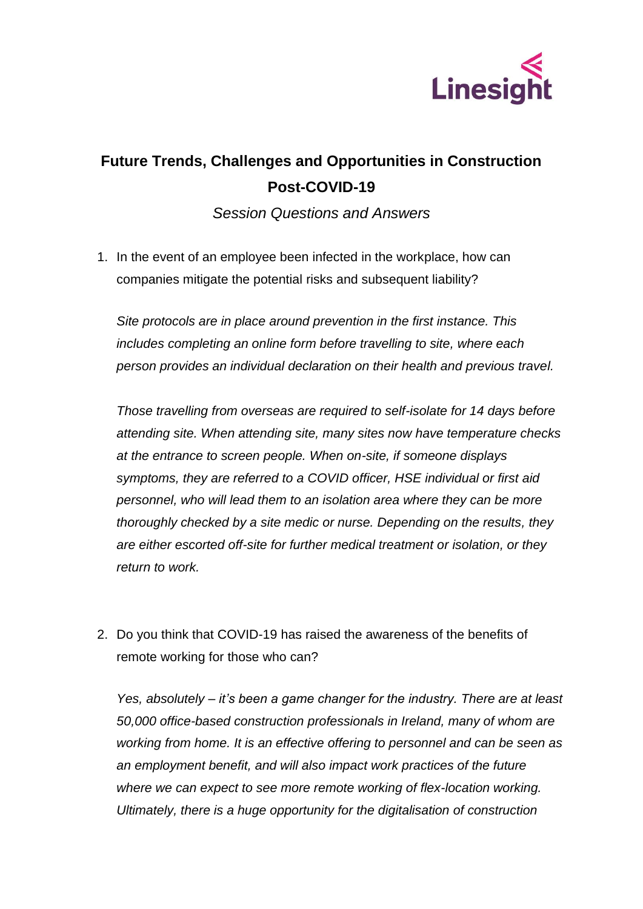Linesight

# Future Trends, Challenges and Opportunities in Construction Post-COVID-19

*Session Questions and Answers*

1. In the event of an employee been infected in the workplace, how can companies mitigate the potential risks and subsequent liability?

   *Site protocols are in place around prevention in the first instance. This includes completing an online form before travelling to site, where each person provides an individual declaration on their health and previous travel.*

   *Those travelling from overseas are required to self-isolate for 14 days before attending site. When attending site, many sites now have temperature checks at the entrance to screen people. When on-site, if someone displays symptoms, they are referred to a COVID officer, HSE individual or first aid personnel, who will lead them to an isolation area where they can be more thoroughly checked by a site medic or nurse. Depending on the results, they are either escorted off-site for further medical treatment or isolation, or they return to work.*

2. Do you think that COVID-19 has raised the awareness of the benefits of remote working for those who can?

   *Yes, absolutely – it's been a game changer for the industry. There are at least 50,000 office-based construction professionals in Ireland, many of whom are working from home. It is an effective offering to personnel and can be seen as an employment benefit, and will also impact work practices of the future where we can expect to see more remote working of flex-location working. Ultimately, there is a huge opportunity for the digitalisation of construction*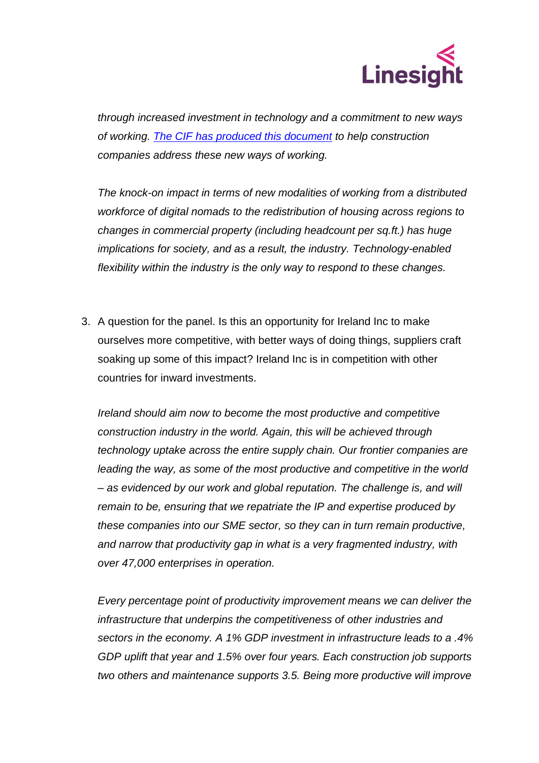*through increased investment in technology and a commitment to new ways of working. [The CIF has produced this document]() to help construction companies address these new ways of working.*

*The knock-on impact in terms of new modalities of working from a distributed workforce of digital nomads to the redistribution of housing across regions to changes in commercial property (including headcount per sq.ft.) has huge implications for society, and as a result, the industry. Technology-enabled flexibility within the industry is the only way to respond to these changes.*

3. A question for the panel. Is this an opportunity for Ireland Inc to make ourselves more competitive, with better ways of doing things, suppliers craft soaking up some of this impact? Ireland Inc is in competition with other countries for inward investments.

   *Ireland should aim now to become the most productive and competitive construction industry in the world. Again, this will be achieved through technology uptake across the entire supply chain. Our frontier companies are leading the way, as some of the most productive and competitive in the world – as evidenced by our work and global reputation. The challenge is, and will remain to be, ensuring that we repatriate the IP and expertise produced by these companies into our SME sector, so they can in turn remain productive, and narrow that productivity gap in what is a very fragmented industry, with over 47,000 enterprises in operation.*

   *Every percentage point of productivity improvement means we can deliver the infrastructure that underpins the competitiveness of other industries and sectors in the economy. A 1% GDP investment in infrastructure leads to a .4% GDP uplift that year and 1.5% over four years. Each construction job supports two others and maintenance supports 3.5. Being more productive will improve*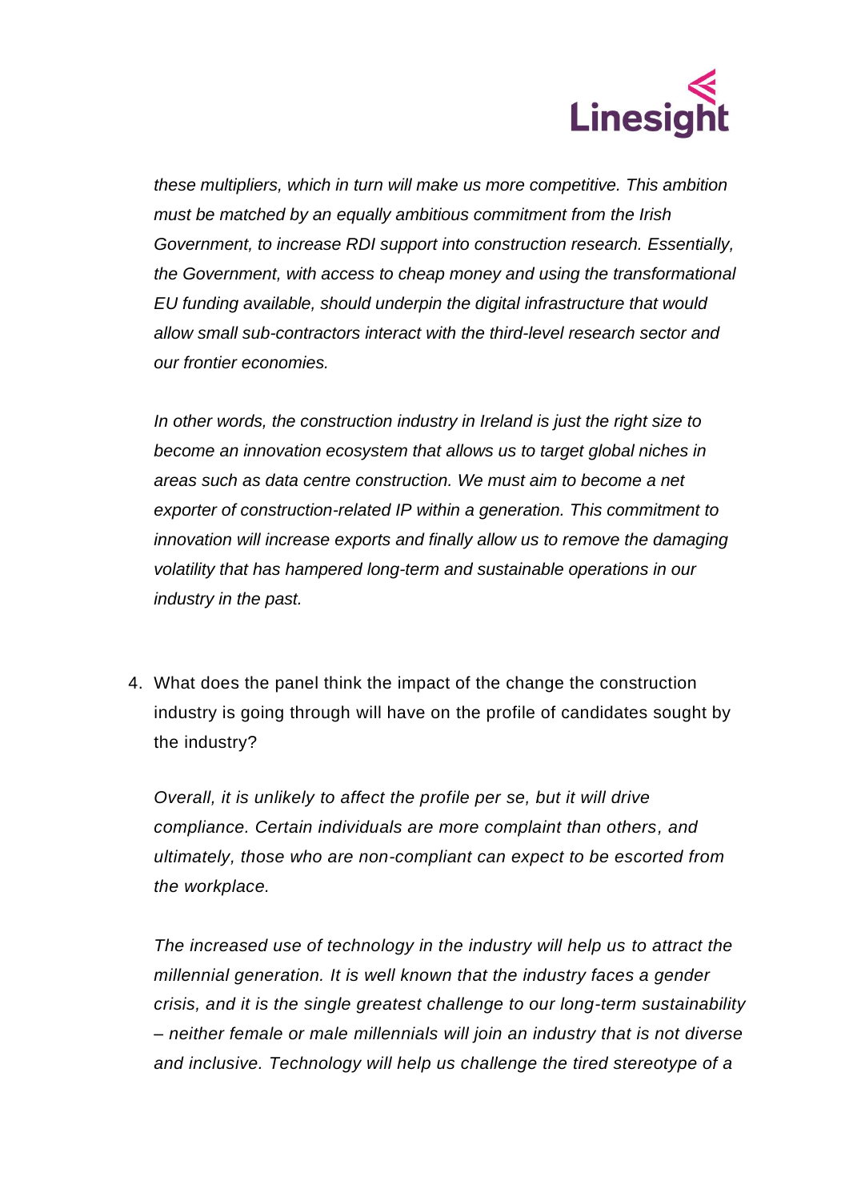*these multipliers, which in turn will make us more competitive. This ambition must be matched by an equally ambitious commitment from the Irish Government, to increase RDI support into construction research. Essentially, the Government, with access to cheap money and using the transformational EU funding available, should underpin the digital infrastructure that would allow small sub-contractors interact with the third-level research sector and our frontier economies.*

*In other words, the construction industry in Ireland is just the right size to become an innovation ecosystem that allows us to target global niches in areas such as data centre construction. We must aim to become a net exporter of construction-related IP within a generation. This commitment to innovation will increase exports and finally allow us to remove the damaging volatility that has hampered long-term and sustainable operations in our industry in the past.*

4. What does the panel think the impact of the change the construction industry is going through will have on the profile of candidates sought by the industry?

   *Overall, it is unlikely to affect the profile per se, but it will drive compliance. Certain individuals are more complaint than others, and ultimately, those who are non-compliant can expect to be escorted from the workplace.*

   *The increased use of technology in the industry will help us to attract the millennial generation. It is well known that the industry faces a gender crisis, and it is the single greatest challenge to our long-term sustainability – neither female or male millennials will join an industry that is not diverse and inclusive. Technology will help us challenge the tired stereotype of a*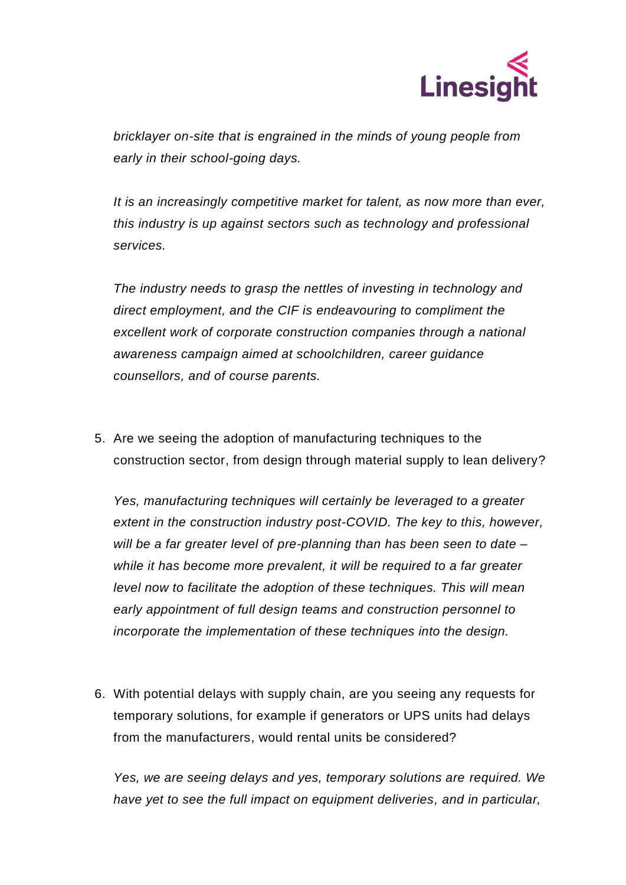*bricklayer on-site that is engrained in the minds of young people from early in their school-going days.*

*It is an increasingly competitive market for talent, as now more than ever, this industry is up against sectors such as technology and professional services.*

*The industry needs to grasp the nettles of investing in technology and direct employment, and the CIF is endeavouring to compliment the excellent work of corporate construction companies through a national awareness campaign aimed at schoolchildren, career guidance counsellors, and of course parents.*

5. Are we seeing the adoption of manufacturing techniques to the construction sector, from design through material supply to lean delivery?

   *Yes, manufacturing techniques will certainly be leveraged to a greater extent in the construction industry post-COVID. The key to this, however, will be a far greater level of pre-planning than has been seen to date – while it has become more prevalent, it will be required to a far greater level now to facilitate the adoption of these techniques. This will mean early appointment of full design teams and construction personnel to incorporate the implementation of these techniques into the design.*

6. With potential delays with supply chain, are you seeing any requests for temporary solutions, for example if generators or UPS units had delays from the manufacturers, would rental units be considered?

   *Yes, we are seeing delays and yes, temporary solutions are required. We have yet to see the full impact on equipment deliveries, and in particular,*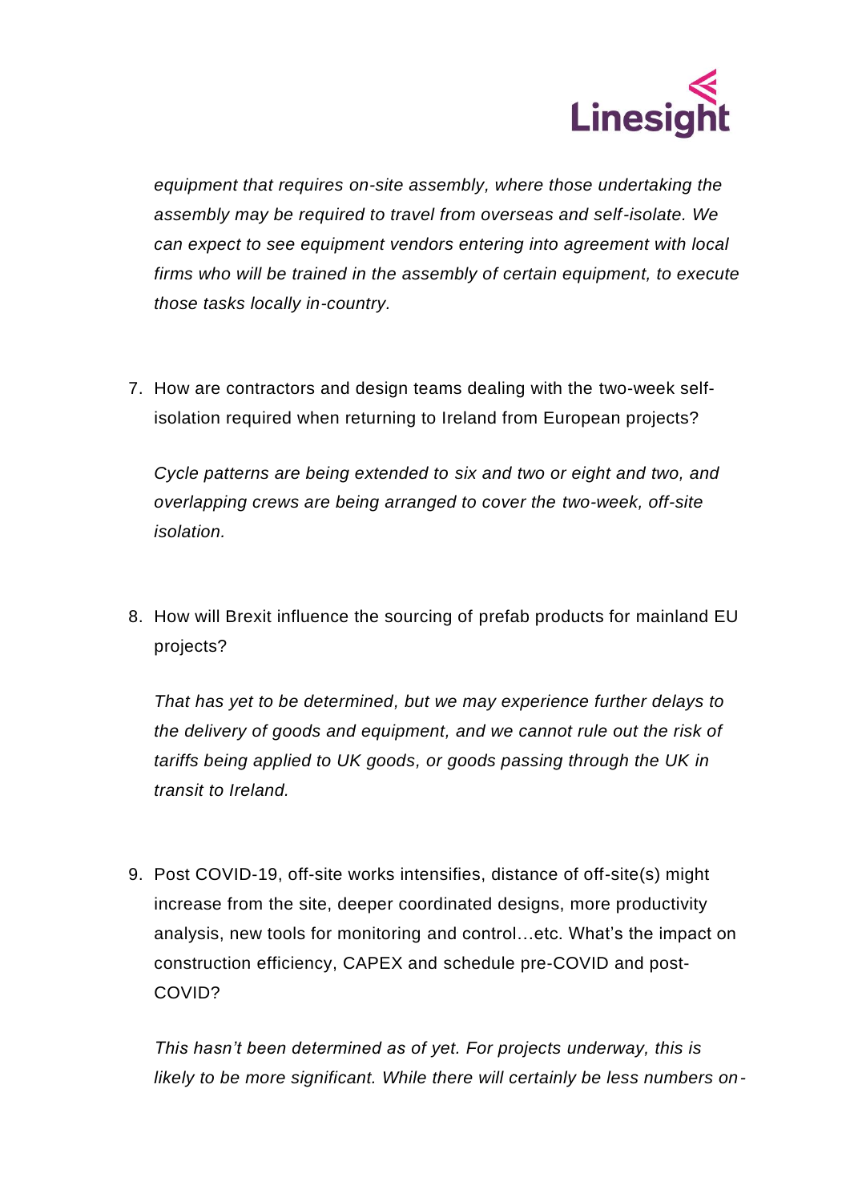*equipment that requires on-site assembly, where those undertaking the assembly may be required to travel from overseas and self-isolate. We can expect to see equipment vendors entering into agreement with local firms who will be trained in the assembly of certain equipment, to execute those tasks locally in-country.*

7. How are contractors and design teams dealing with the two-week self-isolation required when returning to Ireland from European projects?

   *Cycle patterns are being extended to six and two or eight and two, and overlapping crews are being arranged to cover the two-week, off-site isolation.*

8. How will Brexit influence the sourcing of prefab products for mainland EU projects?

   *That has yet to be determined, but we may experience further delays to the delivery of goods and equipment, and we cannot rule out the risk of tariffs being applied to UK goods, or goods passing through the UK in transit to Ireland.*

9. Post COVID-19, off-site works intensifies, distance of off-site(s) might increase from the site, deeper coordinated designs, more productivity analysis, new tools for monitoring and control…etc. What's the impact on construction efficiency, CAPEX and schedule pre-COVID and post-COVID?

   *This hasn't been determined as of yet. For projects underway, this is likely to be more significant. While there will certainly be less numbers on-*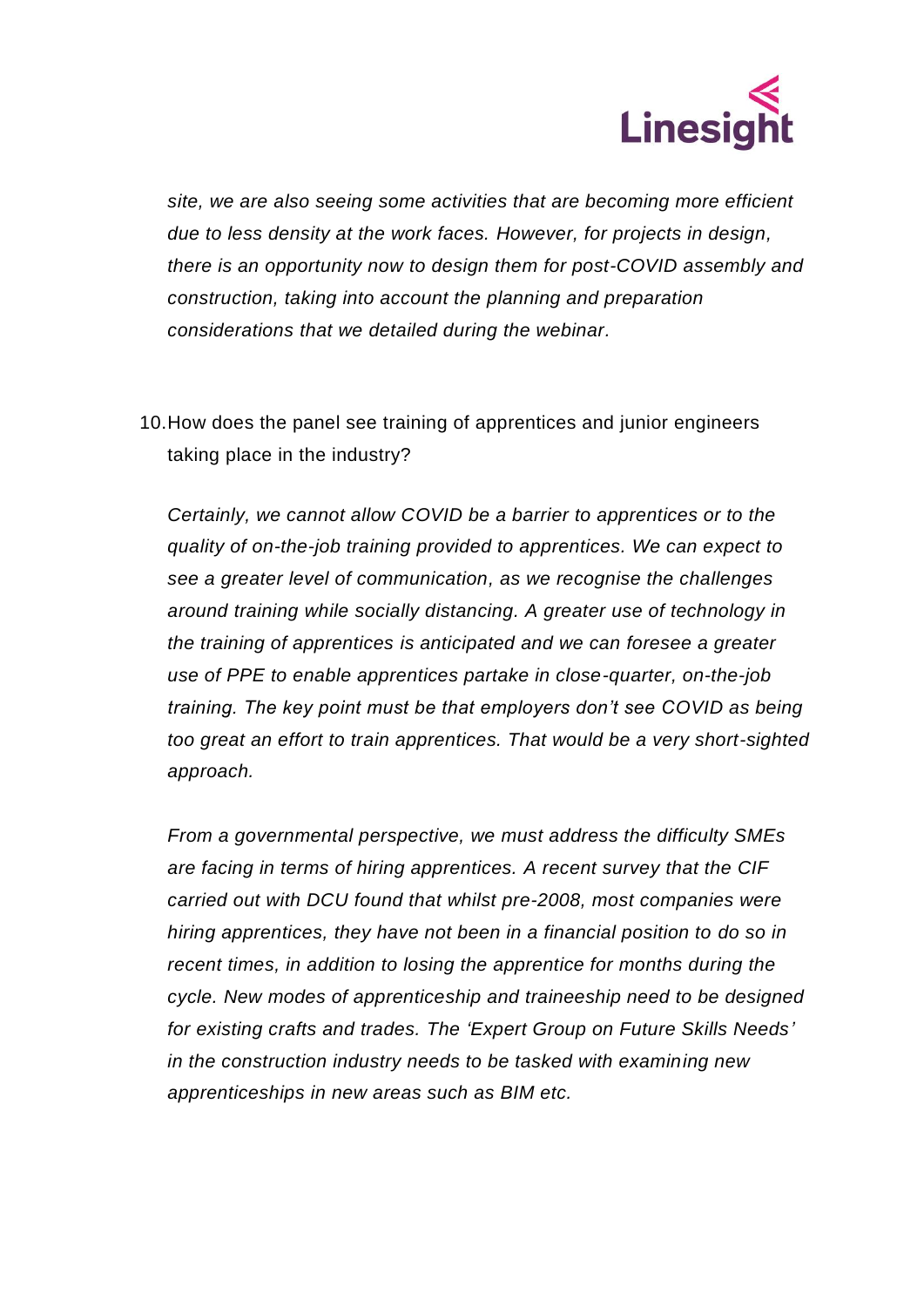*site, we are also seeing some activities that are becoming more efficient due to less density at the work faces. However, for projects in design, there is an opportunity now to design them for post-COVID assembly and construction, taking into account the planning and preparation considerations that we detailed during the webinar.*

10. How does the panel see training of apprentices and junior engineers taking place in the industry?

*Certainly, we cannot allow COVID be a barrier to apprentices or to the quality of on-the-job training provided to apprentices. We can expect to see a greater level of communication, as we recognise the challenges around training while socially distancing. A greater use of technology in the training of apprentices is anticipated and we can foresee a greater use of PPE to enable apprentices partake in close-quarter, on-the-job training. The key point must be that employers don't see COVID as being too great an effort to train apprentices. That would be a very short-sighted approach.*

*From a governmental perspective, we must address the difficulty SMEs are facing in terms of hiring apprentices. A recent survey that the CIF carried out with DCU found that whilst pre-2008, most companies were hiring apprentices, they have not been in a financial position to do so in recent times, in addition to losing the apprentice for months during the cycle. New modes of apprenticeship and traineeship need to be designed for existing crafts and trades. The 'Expert Group on Future Skills Needs' in the construction industry needs to be tasked with examining new apprenticeships in new areas such as BIM etc.*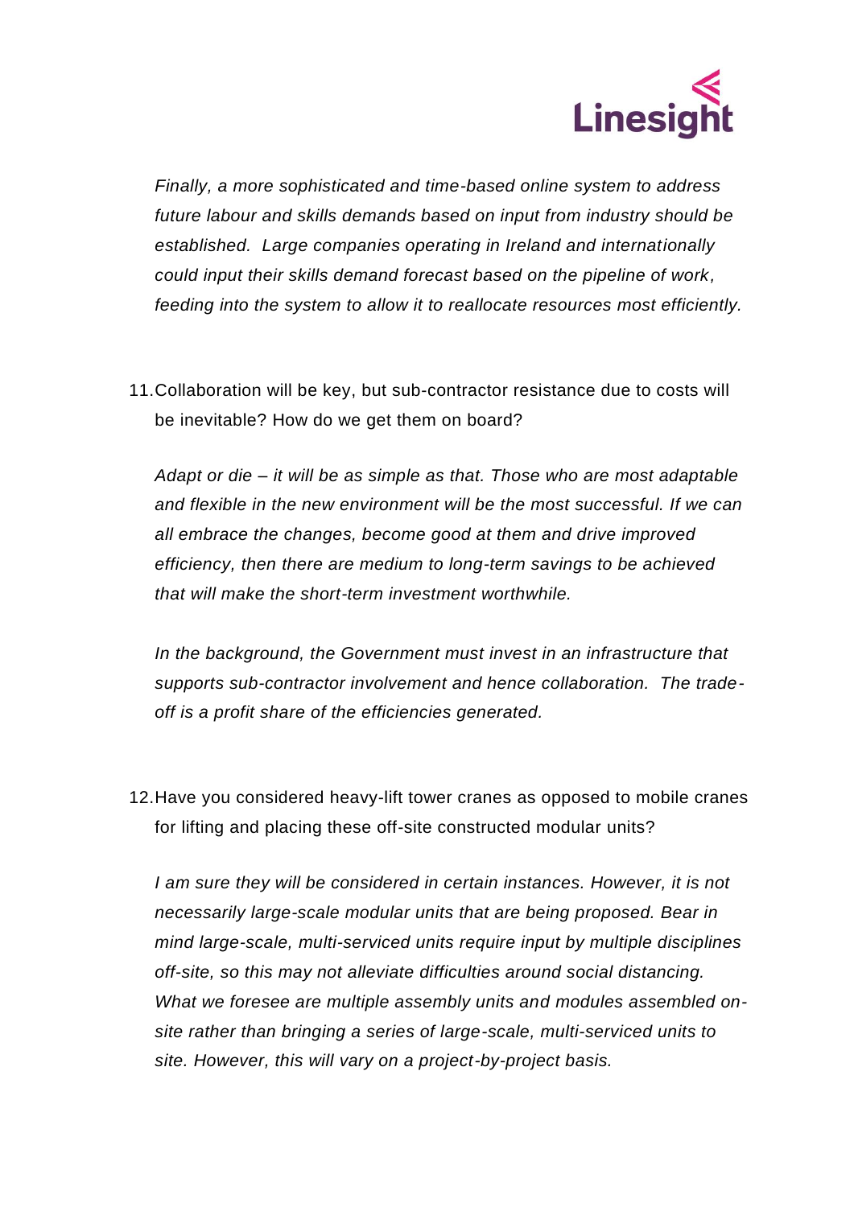*Finally, a more sophisticated and time-based online system to address future labour and skills demands based on input from industry should be established. Large companies operating in Ireland and internationally could input their skills demand forecast based on the pipeline of work, feeding into the system to allow it to reallocate resources most efficiently.*

11. Collaboration will be key, but sub-contractor resistance due to costs will be inevitable? How do we get them on board?

    *Adapt or die – it will be as simple as that. Those who are most adaptable and flexible in the new environment will be the most successful. If we can all embrace the changes, become good at them and drive improved efficiency, then there are medium to long-term savings to be achieved that will make the short-term investment worthwhile.*

    *In the background, the Government must invest in an infrastructure that supports sub-contractor involvement and hence collaboration. The trade-off is a profit share of the efficiencies generated.*

12. Have you considered heavy-lift tower cranes as opposed to mobile cranes for lifting and placing these off-site constructed modular units?

    *I am sure they will be considered in certain instances. However, it is not necessarily large-scale modular units that are being proposed. Bear in mind large-scale, multi-serviced units require input by multiple disciplines off-site, so this may not alleviate difficulties around social distancing. What we foresee are multiple assembly units and modules assembled on-site rather than bringing a series of large-scale, multi-serviced units to site. However, this will vary on a project-by-project basis.*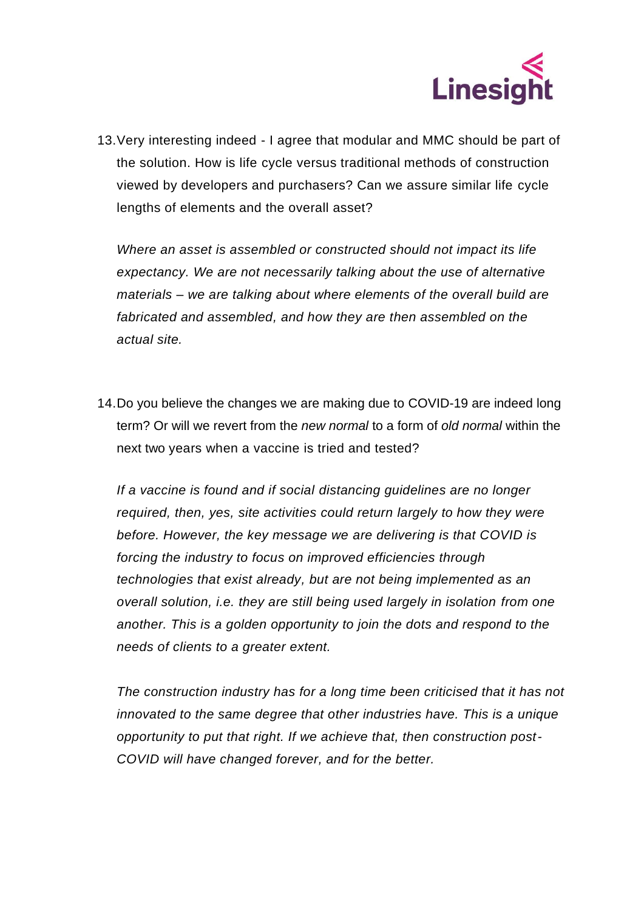13. Very interesting indeed - I agree that modular and MMC should be part of the solution. How is life cycle versus traditional methods of construction viewed by developers and purchasers? Can we assure similar life cycle lengths of elements and the overall asset?

    *Where an asset is assembled or constructed should not impact its life expectancy. We are not necessarily talking about the use of alternative materials – we are talking about where elements of the overall build are fabricated and assembled, and how they are then assembled on the actual site.*

14. Do you believe the changes we are making due to COVID-19 are indeed long term? Or will we revert from the *new normal* to a form of *old normal* within the next two years when a vaccine is tried and tested?

    *If a vaccine is found and if social distancing guidelines are no longer required, then, yes, site activities could return largely to how they were before. However, the key message we are delivering is that COVID is forcing the industry to focus on improved efficiencies through technologies that exist already, but are not being implemented as an overall solution, i.e. they are still being used largely in isolation from one another. This is a golden opportunity to join the dots and respond to the needs of clients to a greater extent.*

    *The construction industry has for a long time been criticised that it has not innovated to the same degree that other industries have. This is a unique opportunity to put that right. If we achieve that, then construction post-COVID will have changed forever, and for the better.*